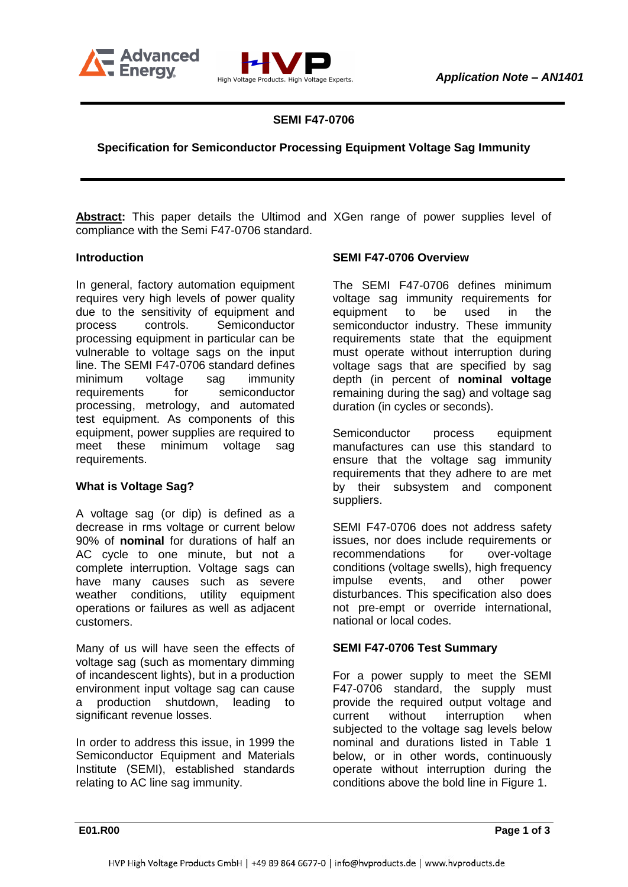*Application Note – AN1401*

## SEMI F47-0706

### Specification for Semiconductor Processing Equipment Voltage Sag Immunity

**Abstract:** This paper details the Ultimod and XGen range of power supplies level of compliance with the Semi F47-0706 standard.

### Introduction

In general, factory automation equipment requires very high levels of power quality due to the sensitivity of equipment and process controls. Semiconductor processing equipment in particular can be vulnerable to voltage sags on the input line. The SEMI F47-0706 standard defines minimum voltage sag immunity requirements for semiconductor processing, metrology, and automated test equipment. As components of this equipment, power supplies are required to meet these minimum voltage sag requirements.

### What is Voltage Sag?

A voltage sag (or dip) is defined as a decrease in rms voltage or current below 90% of **nominal** for durations of half an AC cycle to one minute, but not a complete interruption. Voltage sags can have many causes such as severe weather conditions, utility equipment operations or failures as well as adjacent customers.

Many of us will have seen the effects of voltage sag (such as momentary dimming of incandescent lights), but in a production environment input voltage sag can cause a production shutdown, leading to significant revenue losses.

In order to address this issue, in 1999 the Semiconductor Equipment and Materials Institute (SEMI), established standards relating to AC line sag immunity.

### SEMI F47-0706 Overview

The SEMI F47-0706 defines minimum voltage sag immunity requirements for equipment to be used in the semiconductor industry. These immunity requirements state that the equipment must operate without interruption during voltage sags that are specified by sag depth (in percent of **nominal voltage** remaining during the sag) and voltage sag duration (in cycles or seconds).

Semiconductor process equipment manufactures can use this standard to ensure that the voltage sag immunity requirements that they adhere to are met by their subsystem and component suppliers.

SEMI F47-0706 does not address safety issues, nor does include requirements or recommendations for over-voltage conditions (voltage swells), high frequency impulse events, and other power disturbances. This specification also does not pre-empt or override international, national or local codes.

### SEMI F47-0706 Test Summary

For a power supply to meet the SEMI F47-0706 standard, the supply must provide the required output voltage and current without interruption when subjected to the voltage sag levels below nominal and durations listed in Table 1 below, or in other words, continuously operate without interruption during the conditions above the bold line in Figure 1.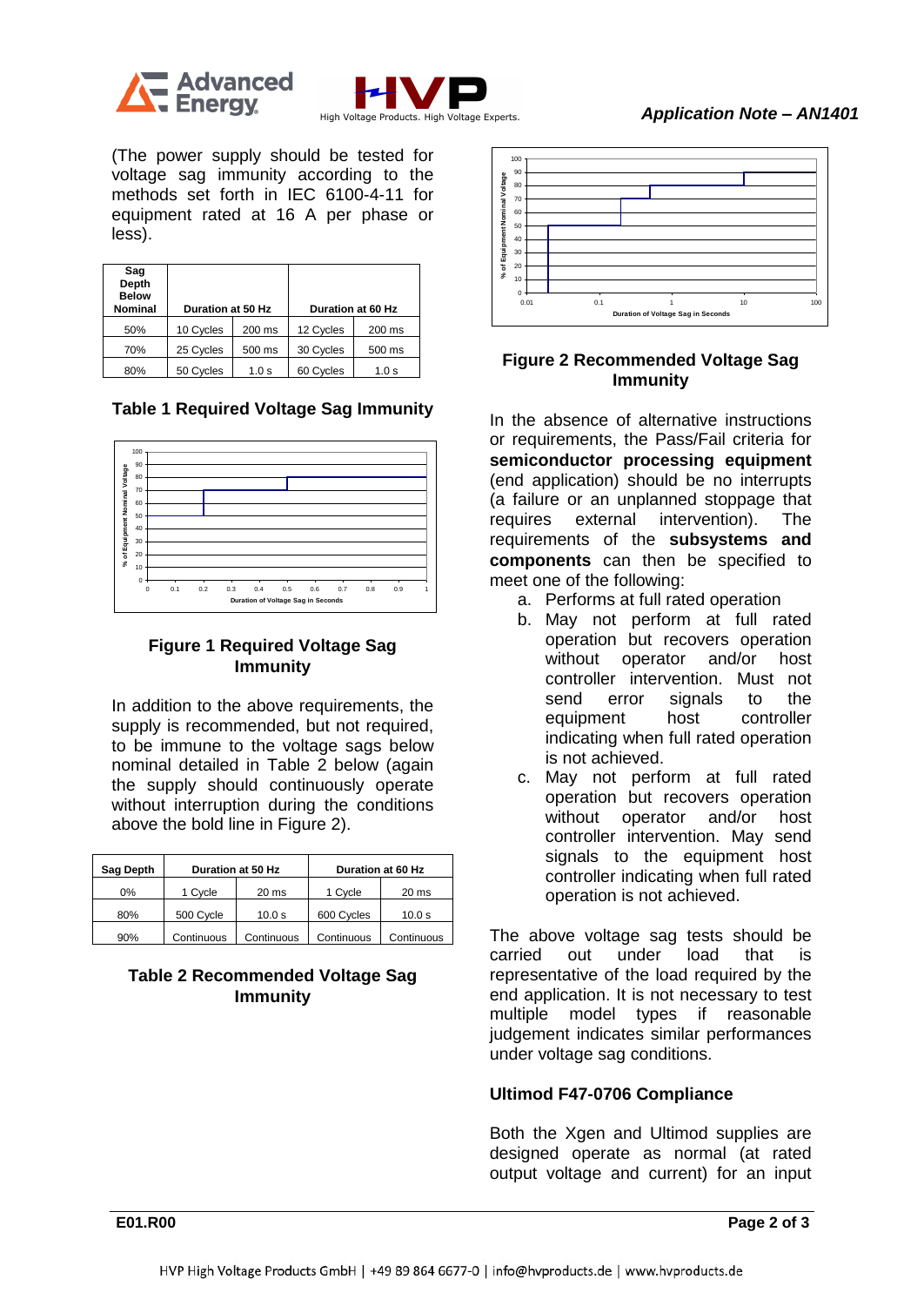(The power supply should be tested for voltage sag immunity according to the methods set forth in IEC 6100-4-11 for equipment rated at 16 A per phase or less).

| Sag Depth Below Nominal | Duration at 50 Hz | | Duration at 60 Hz | |
|---|---|---|---|---|
| 50% | 10 Cycles | 200 ms | 12 Cycles | 200 ms |
| 70% | 25 Cycles | 500 ms | 30 Cycles | 500 ms |
| 80% | 50 Cycles | 1.0 s | 60 Cycles | 1.0 s |

**Table 1 Required Voltage Sag Immunity**

**Figure 1 Required Voltage Sag Immunity**

In addition to the above requirements, the supply is recommended, but not required, to be immune to the voltage sags below nominal detailed in Table 2 below (again the supply should continuously operate without interruption during the conditions above the bold line in Figure 2).

| Sag Depth | Duration at 50 Hz | | Duration at 60 Hz | |
|---|---|---|---|---|
| 0% | 1 Cycle | 20 ms | 1 Cycle | 20 ms |
| 80% | 500 Cycle | 10.0 s | 600 Cycles | 10.0 s |
| 90% | Continuous | Continuous | Continuous | Continuous |

**Table 2 Recommended Voltage Sag Immunity**

**Figure 2 Recommended Voltage Sag Immunity**

In the absence of alternative instructions or requirements, the Pass/Fail criteria for **semiconductor processing equipment** (end application) should be no interrupts (a failure or an unplanned stoppage that requires external intervention). The requirements of the **subsystems and components** can then be specified to meet one of the following:

a. Performs at full rated operation
b. May not perform at full rated operation but recovers operation without operator and/or host controller intervention. Must not send error signals to the equipment host controller indicating when full rated operation is not achieved.
c. May not perform at full rated operation but recovers operation without operator and/or host controller intervention. May send signals to the equipment host controller indicating when full rated operation is not achieved.

The above voltage sag tests should be carried out under load that is representative of the load required by the end application. It is not necessary to test multiple model types if reasonable judgement indicates similar performances under voltage sag conditions.

### Ultimod F47-0706 Compliance

Both the Xgen and Ultimod supplies are designed operate as normal (at rated output voltage and current) for an input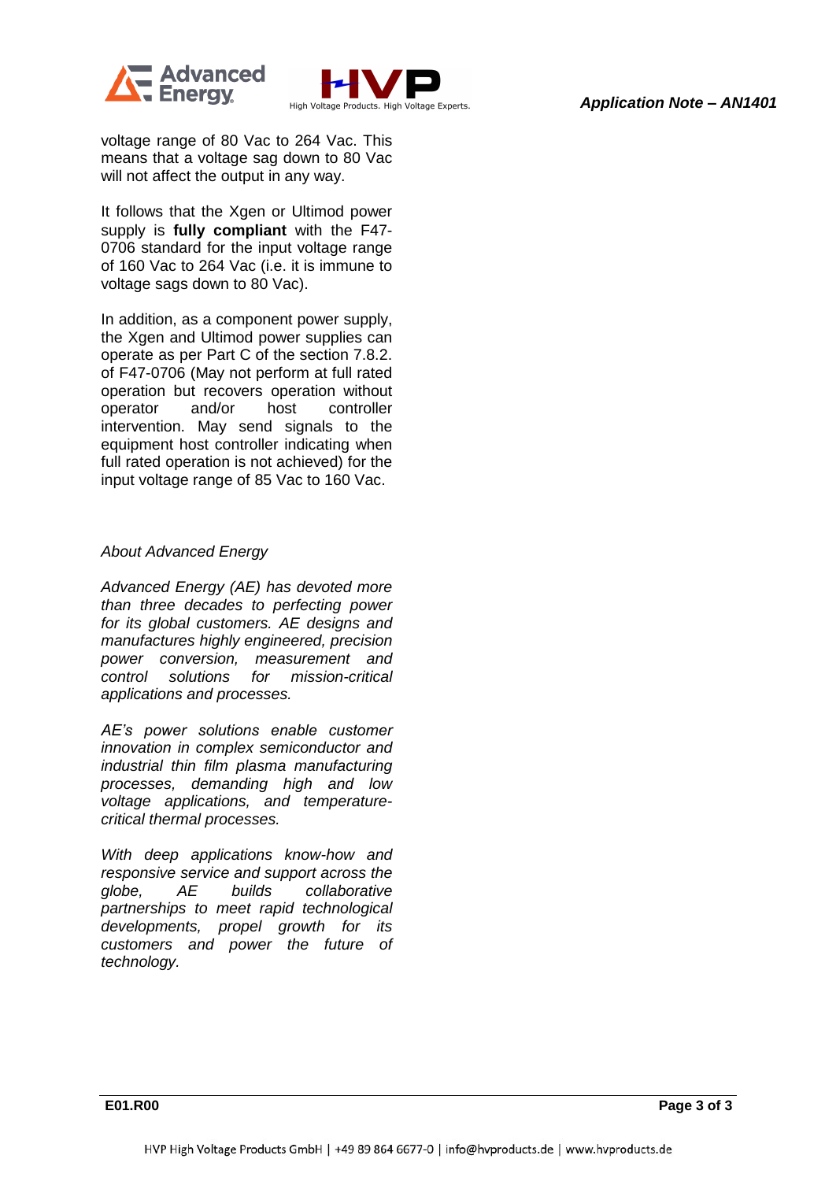voltage range of 80 Vac to 264 Vac. This means that a voltage sag down to 80 Vac will not affect the output in any way.

It follows that the Xgen or Ultimod power supply is **fully compliant** with the F47-0706 standard for the input voltage range of 160 Vac to 264 Vac (i.e. it is immune to voltage sags down to 80 Vac).

In addition, as a component power supply, the Xgen and Ultimod power supplies can operate as per Part C of the section 7.8.2. of F47-0706 (May not perform at full rated operation but recovers operation without operator and/or host controller intervention. May send signals to the equipment host controller indicating when full rated operation is not achieved) for the input voltage range of 85 Vac to 160 Vac.

*About Advanced Energy*

*Advanced Energy (AE) has devoted more than three decades to perfecting power for its global customers. AE designs and manufactures highly engineered, precision power conversion, measurement and control solutions for mission-critical applications and processes.*

*AE's power solutions enable customer innovation in complex semiconductor and industrial thin film plasma manufacturing processes, demanding high and low voltage applications, and temperature-critical thermal processes.*

*With deep applications know-how and responsive service and support across the globe, AE builds collaborative partnerships to meet rapid technological developments, propel growth for its customers and power the future of technology.*